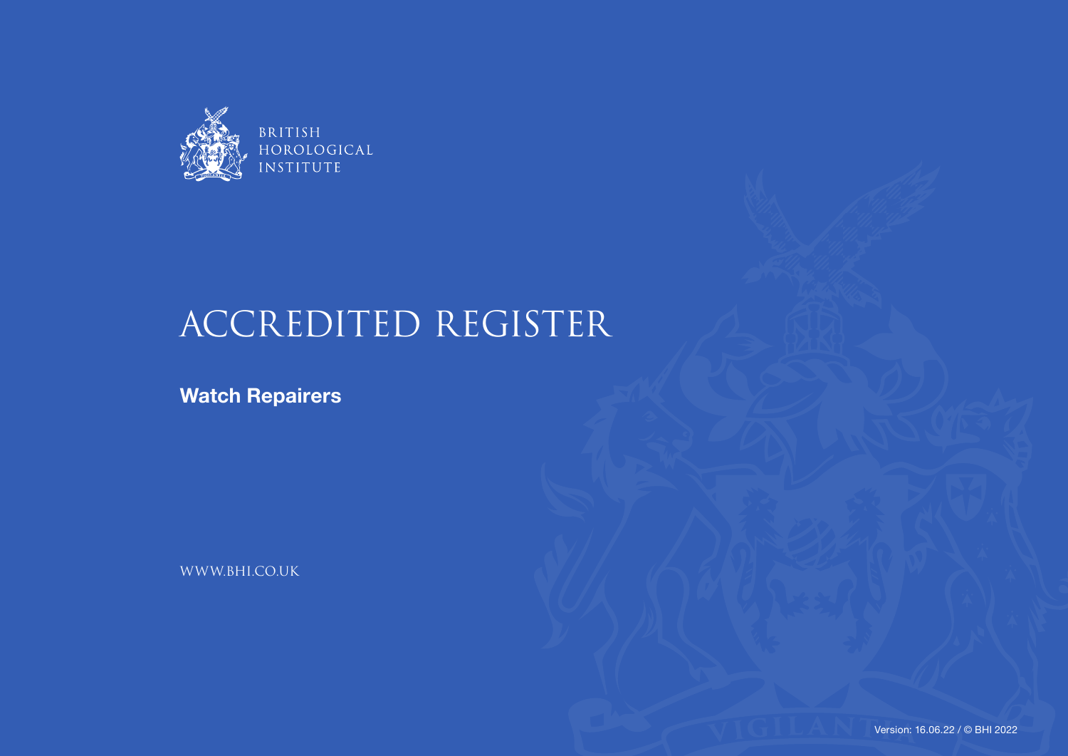BRITISH HOROLOGICAL INSTITUTE

# ACCREDITED REGISTER

## Watch Repairers

WWW.BHI.CO.UK

Version: 16.06.22 / © BHI 2022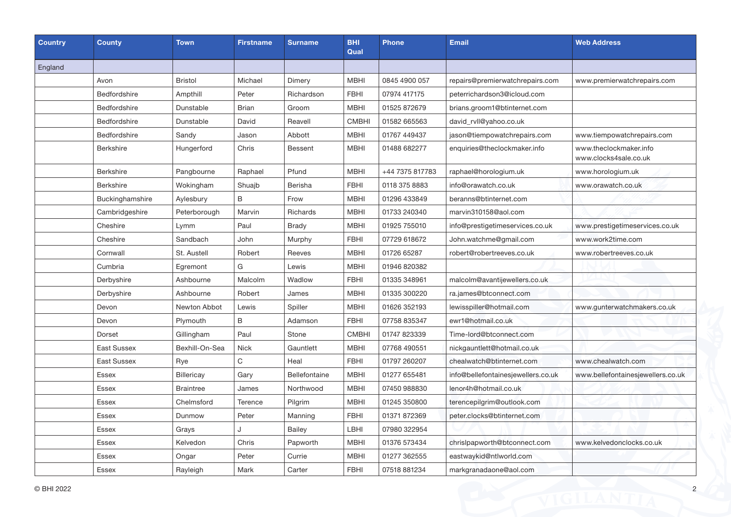| Country | County | Town | Firstname | Surname | BHI Qual | Phone | Email | Web Address |
|---|---|---|---|---|---|---|---|---|
| England | | | | | | | | |
| | Avon | Bristol | Michael | Dimery | MBHI | 0845 4900 057 | repairs@premierwatchrepairs.com | www.premierwatchrepairs.com |
| | Bedfordshire | Ampthill | Peter | Richardson | FBHI | 07974 417175 | peterrichardson3@icloud.com | |
| | Bedfordshire | Dunstable | Brian | Groom | MBHI | 01525 872679 | brians.groom1@btinternet.com | |
| | Bedfordshire | Dunstable | David | Reavell | CMBHI | 01582 665563 | david_rvll@yahoo.co.uk | |
| | Bedfordshire | Sandy | Jason | Abbott | MBHI | 01767 449437 | jason@tiempowatchrepairs.com | www.tiempowatchrepairs.com |
| | Berkshire | Hungerford | Chris | Bessent | MBHI | 01488 682277 | enquiries@theclockmaker.info | www.theclockmaker.info www.clocks4sale.co.uk |
| | Berkshire | Pangbourne | Raphael | Pfund | MBHI | +44 7375 817783 | raphael@horologium.uk | www.horologium.uk |
| | Berkshire | Wokingham | Shuajb | Berisha | FBHI | 0118 375 8883 | info@orawatch.co.uk | www.orawatch.co.uk |
| | Buckinghamshire | Aylesbury | B | Frow | MBHI | 01296 433849 | beranns@btinternet.com | |
| | Cambridgeshire | Peterborough | Marvin | Richards | MBHI | 01733 240340 | marvin310158@aol.com | |
| | Cheshire | Lymm | Paul | Brady | MBHI | 01925 755010 | info@prestigetimeservices.co.uk | www.prestigetimeservices.co.uk |
| | Cheshire | Sandbach | John | Murphy | FBHI | 07729 618672 | John.watchme@gmail.com | www.work2time.com |
| | Cornwall | St. Austell | Robert | Reeves | MBHI | 01726 65287 | robert@robertreeves.co.uk | www.robertreeves.co.uk |
| | Cumbria | Egremont | G | Lewis | MBHI | 01946 820382 | | |
| | Derbyshire | Ashbourne | Malcolm | Wadlow | FBHI | 01335 348961 | malcolm@avantijewellers.co.uk | |
| | Derbyshire | Ashbourne | Robert | James | MBHI | 01335 300220 | ra.james@btconnect.com | |
| | Devon | Newton Abbot | Lewis | Spiller | MBHI | 01626 352193 | lewisspiller@hotmail.com | www.gunterwatchmakers.co.uk |
| | Devon | Plymouth | B | Adamson | FBHI | 07758 835347 | ewr1@hotmail.co.uk | |
| | Dorset | Gillingham | Paul | Stone | CMBHI | 01747 823339 | Time-lord@btconnect.com | |
| | East Sussex | Bexhill-On-Sea | Nick | Gauntlett | MBHI | 07768 490551 | nickgauntlett@hotmail.co.uk | |
| | East Sussex | Rye | C | Heal | FBHI | 01797 260207 | chealwatch@btinternet.com | www.chealwatch.com |
| | Essex | Billericay | Gary | Bellefontaine | MBHI | 01277 655481 | info@bellefontainesjewellers.co.uk | www.bellefontainesjewellers.co.uk |
| | Essex | Braintree | James | Northwood | MBHI | 07450 988830 | lenor4h@hotmail.co.uk | |
| | Essex | Chelmsford | Terence | Pilgrim | MBHI | 01245 350800 | terencepilgrim@outlook.com | |
| | Essex | Dunmow | Peter | Manning | FBHI | 01371 872369 | peter.clocks@btinternet.com | |
| | Essex | Grays | J | Bailey | LBHI | 07980 322954 | | |
| | Essex | Kelvedon | Chris | Papworth | MBHI | 01376 573434 | chrislpapworth@btconnect.com | www.kelvedonclocks.co.uk |
| | Essex | Ongar | Peter | Currie | MBHI | 01277 362555 | eastwaykid@ntlworld.com | |
| | Essex | Rayleigh | Mark | Carter | FBHI | 07518 881234 | markgranadaone@aol.com | |

© BHI 2022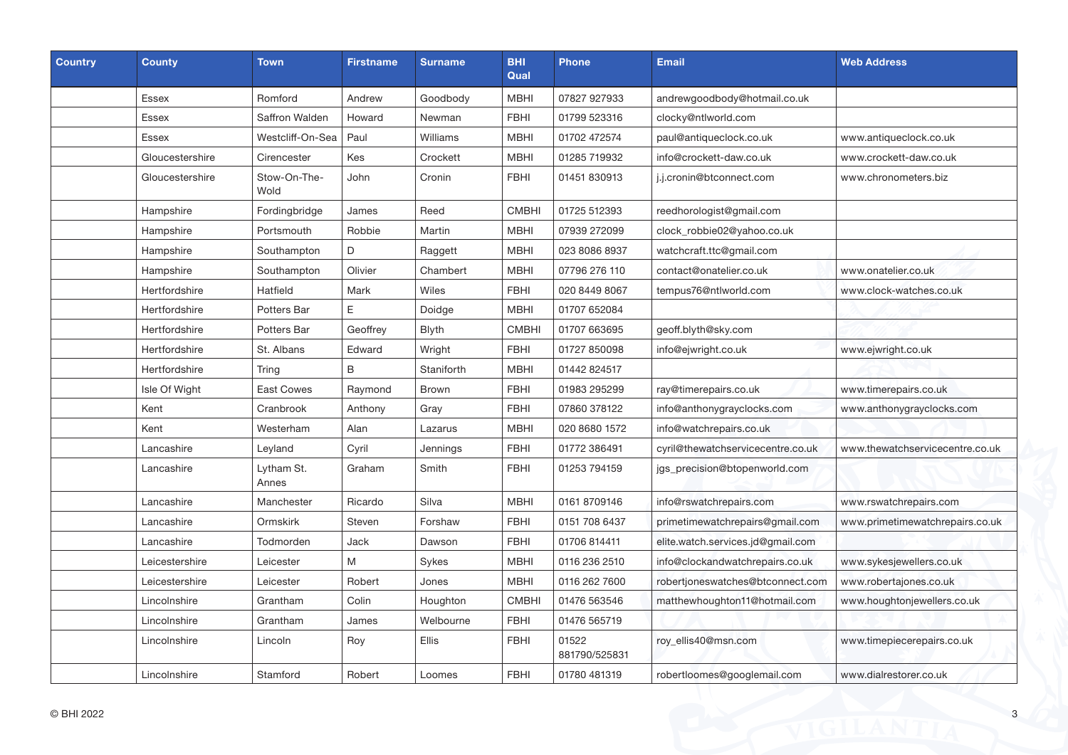| Country | County | Town | Firstname | Surname | BHI Qual | Phone | Email | Web Address |
|---|---|---|---|---|---|---|---|---|
| | Essex | Romford | Andrew | Goodbody | MBHI | 07827 927933 | andrewgoodbody@hotmail.co.uk | |
| | Essex | Saffron Walden | Howard | Newman | FBHI | 01799 523316 | clocky@ntlworld.com | |
| | Essex | Westcliff-On-Sea | Paul | Williams | MBHI | 01702 472574 | paul@antiqueclock.co.uk | www.antiqueclock.co.uk |
| | Gloucestershire | Cirencester | Kes | Crockett | MBHI | 01285 719932 | info@crockett-daw.co.uk | www.crockett-daw.co.uk |
| | Gloucestershire | Stow-On-The-Wold | John | Cronin | FBHI | 01451 830913 | j.j.cronin@btconnect.com | www.chronometers.biz |
| | Hampshire | Fordingbridge | James | Reed | CMBHI | 01725 512393 | reedhorologist@gmail.com | |
| | Hampshire | Portsmouth | Robbie | Martin | MBHI | 07939 272099 | clock_robbie02@yahoo.co.uk | |
| | Hampshire | Southampton | D | Raggett | MBHI | 023 8086 8937 | watchcraft.ttc@gmail.com | |
| | Hampshire | Southampton | Olivier | Chambert | MBHI | 07796 276 110 | contact@onatelier.co.uk | www.onatelier.co.uk |
| | Hertfordshire | Hatfield | Mark | Wiles | FBHI | 020 8449 8067 | tempus76@ntlworld.com | www.clock-watches.co.uk |
| | Hertfordshire | Potters Bar | E | Doidge | MBHI | 01707 652084 | | |
| | Hertfordshire | Potters Bar | Geoffrey | Blyth | CMBHI | 01707 663695 | geoff.blyth@sky.com | |
| | Hertfordshire | St. Albans | Edward | Wright | FBHI | 01727 850098 | info@ejwright.co.uk | www.ejwright.co.uk |
| | Hertfordshire | Tring | B | Staniforth | MBHI | 01442 824517 | | |
| | Isle Of Wight | East Cowes | Raymond | Brown | FBHI | 01983 295299 | ray@timerepairs.co.uk | www.timerepairs.co.uk |
| | Kent | Cranbrook | Anthony | Gray | FBHI | 07860 378122 | info@anthonygrayclocks.com | www.anthonygrayclocks.com |
| | Kent | Westerham | Alan | Lazarus | MBHI | 020 8680 1572 | info@watchrepairs.co.uk | |
| | Lancashire | Leyland | Cyril | Jennings | FBHI | 01772 386491 | cyril@thewatchservicecentre.co.uk | www.thewatchservicecentre.co.uk |
| | Lancashire | Lytham St. Annes | Graham | Smith | FBHI | 01253 794159 | jgs_precision@btopenworld.com | |
| | Lancashire | Manchester | Ricardo | Silva | MBHI | 0161 8709146 | info@rswatchrepairs.com | www.rswatchrepairs.com |
| | Lancashire | Ormskirk | Steven | Forshaw | FBHI | 0151 708 6437 | primetimewatchrepairs@gmail.com | www.primetimewatchrepairs.co.uk |
| | Lancashire | Todmorden | Jack | Dawson | FBHI | 01706 814411 | elite.watch.services.jd@gmail.com | |
| | Leicestershire | Leicester | M | Sykes | MBHI | 0116 236 2510 | info@clockandwatchrepairs.co.uk | www.sykesjewellers.co.uk |
| | Leicestershire | Leicester | Robert | Jones | MBHI | 0116 262 7600 | robertjoneswatches@btconnect.com | www.robertajones.co.uk |
| | Lincolnshire | Grantham | Colin | Houghton | CMBHI | 01476 563546 | matthewhoughton11@hotmail.com | www.houghtonjewellers.co.uk |
| | Lincolnshire | Grantham | James | Welbourne | FBHI | 01476 565719 | | |
| | Lincolnshire | Lincoln | Roy | Ellis | FBHI | 01522 881790/525831 | roy_ellis40@msn.com | www.timepiecerepairs.co.uk |
| | Lincolnshire | Stamford | Robert | Loomes | FBHI | 01780 481319 | robertloomes@googlemail.com | www.dialrestorer.co.uk |

© BHI 2022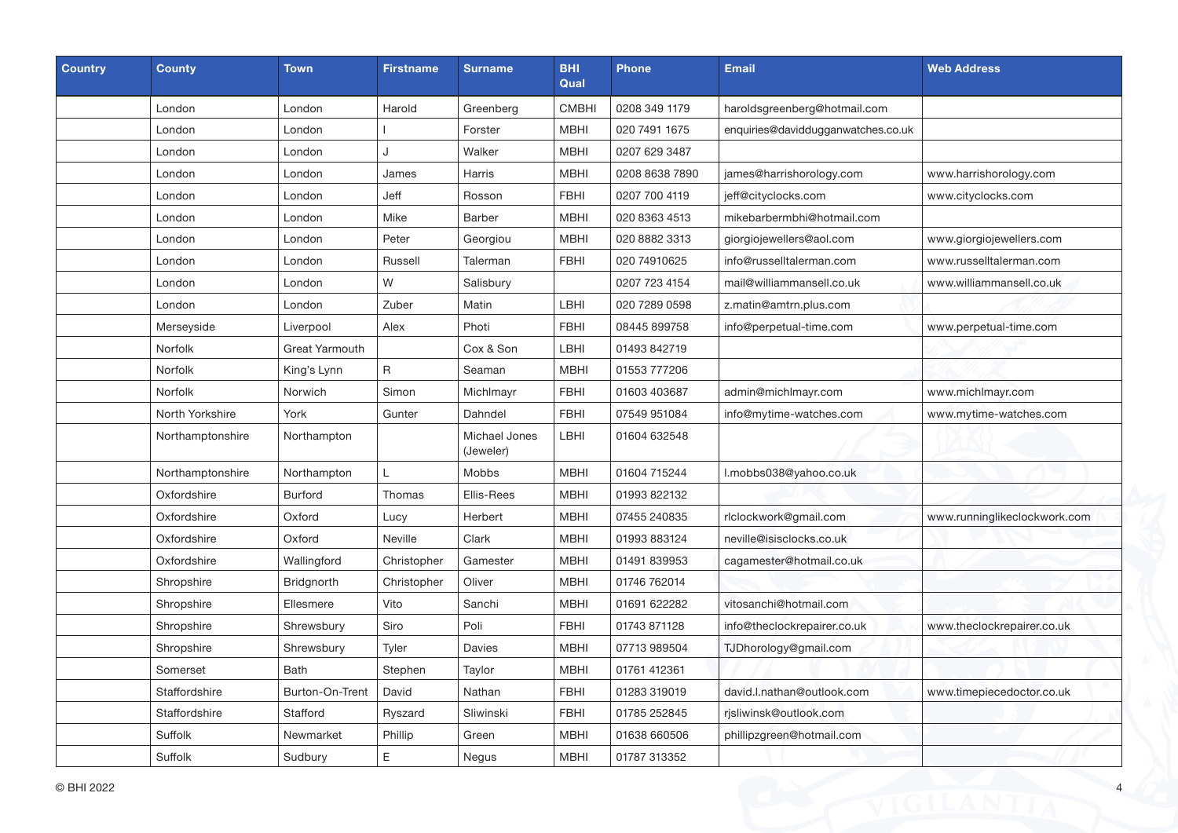| Country | County | Town | Firstname | Surname | BHI Qual | Phone | Email | Web Address |
|---|---|---|---|---|---|---|---|---|
| | London | London | Harold | Greenberg | CMBHI | 0208 349 1179 | haroldsgreenberg@hotmail.com | |
| | London | London | I | Forster | MBHI | 020 7491 1675 | enquiries@daviddugganwatches.co.uk | |
| | London | London | J | Walker | MBHI | 0207 629 3487 | | |
| | London | London | James | Harris | MBHI | 0208 8638 7890 | james@harrishorology.com | www.harrishorology.com |
| | London | London | Jeff | Rosson | FBHI | 0207 700 4119 | jeff@cityclocks.com | www.cityclocks.com |
| | London | London | Mike | Barber | MBHI | 020 8363 4513 | mikebarbermbhi@hotmail.com | |
| | London | London | Peter | Georgiou | MBHI | 020 8882 3313 | giorgiojewellers@aol.com | www.giorgiojewellers.com |
| | London | London | Russell | Talerman | FBHI | 020 74910625 | info@russelltalerman.com | www.russelltalerman.com |
| | London | London | W | Salisbury | | 0207 723 4154 | mail@williammansell.co.uk | www.williammansell.co.uk |
| | London | London | Zuber | Matin | LBHI | 020 7289 0598 | z.matin@amtrn.plus.com | |
| | Merseyside | Liverpool | Alex | Photi | FBHI | 08445 899758 | info@perpetual-time.com | www.perpetual-time.com |
| | Norfolk | Great Yarmouth | | Cox & Son | LBHI | 01493 842719 | | |
| | Norfolk | King's Lynn | R | Seaman | MBHI | 01553 777206 | | |
| | Norfolk | Norwich | Simon | Michlmayr | FBHI | 01603 403687 | admin@michlmayr.com | www.michlmayr.com |
| | North Yorkshire | York | Gunter | Dahndel | FBHI | 07549 951084 | info@mytime-watches.com | www.mytime-watches.com |
| | Northamptonshire | Northampton | | Michael Jones (Jeweler) | LBHI | 01604 632548 | | |
| | Northamptonshire | Northampton | L | Mobbs | MBHI | 01604 715244 | l.mobbs038@yahoo.co.uk | |
| | Oxfordshire | Burford | Thomas | Ellis-Rees | MBHI | 01993 822132 | | |
| | Oxfordshire | Oxford | Lucy | Herbert | MBHI | 07455 240835 | rlclockwork@gmail.com | www.runninglikeclockwork.com |
| | Oxfordshire | Oxford | Neville | Clark | MBHI | 01993 883124 | neville@isisclocks.co.uk | |
| | Oxfordshire | Wallingford | Christopher | Gamester | MBHI | 01491 839953 | cagamester@hotmail.co.uk | |
| | Shropshire | Bridgnorth | Christopher | Oliver | MBHI | 01746 762014 | | |
| | Shropshire | Ellesmere | Vito | Sanchi | MBHI | 01691 622282 | vitosanchi@hotmail.com | |
| | Shropshire | Shrewsbury | Siro | Poli | FBHI | 01743 871128 | info@theclockrepairer.co.uk | www.theclockrepairer.co.uk |
| | Shropshire | Shrewsbury | Tyler | Davies | MBHI | 07713 989504 | TJDhorology@gmail.com | |
| | Somerset | Bath | Stephen | Taylor | MBHI | 01761 412361 | | |
| | Staffordshire | Burton-On-Trent | David | Nathan | FBHI | 01283 319019 | david.l.nathan@outlook.com | www.timepiecedoctor.co.uk |
| | Staffordshire | Stafford | Ryszard | Sliwinski | FBHI | 01785 252845 | rjsliwinsk@outlook.com | |
| | Suffolk | Newmarket | Phillip | Green | MBHI | 01638 660506 | phillipzgreen@hotmail.com | |
| | Suffolk | Sudbury | E | Negus | MBHI | 01787 313352 | | |

© BHI 2022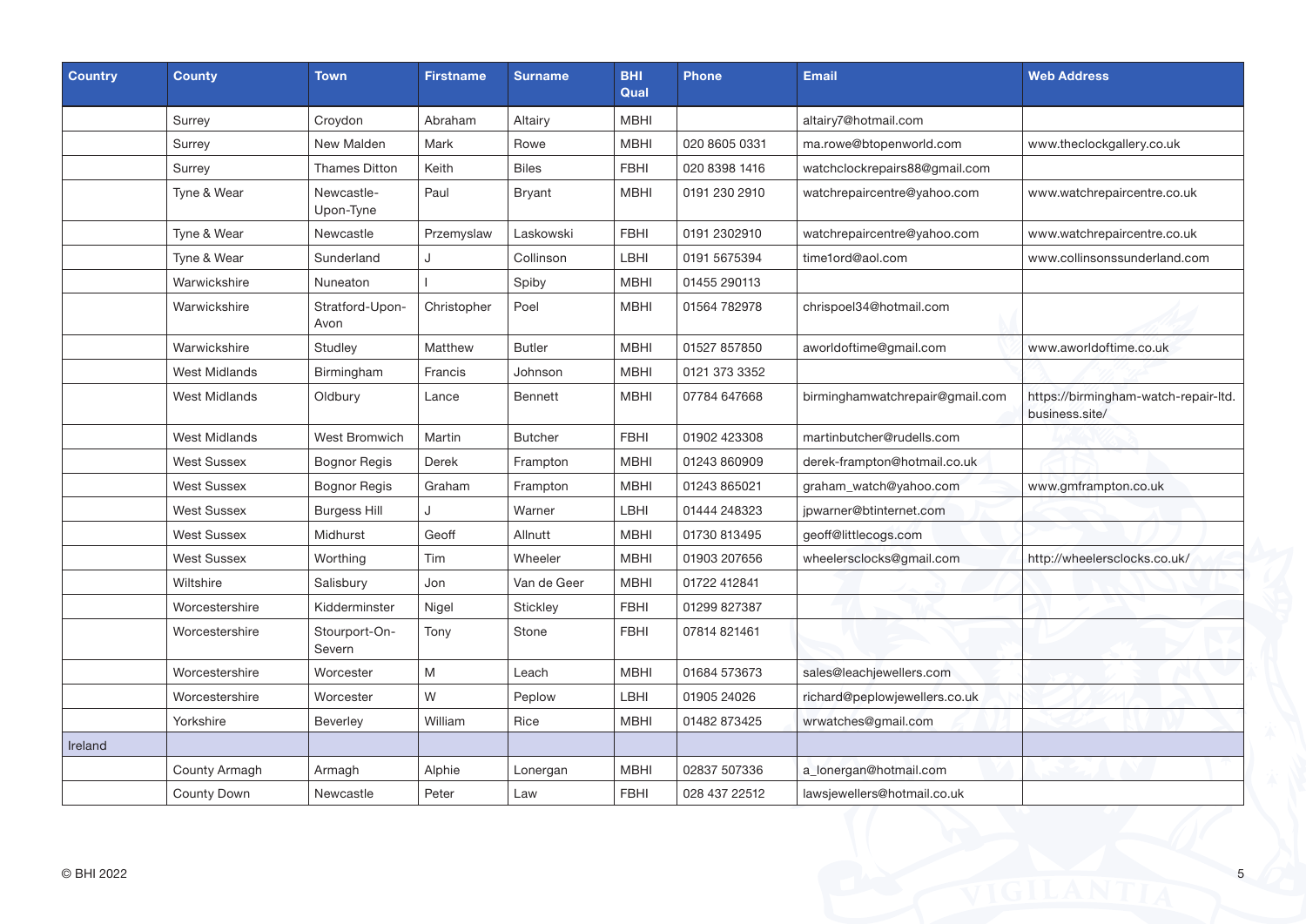| Country | County | Town | Firstname | Surname | BHI Qual | Phone | Email | Web Address |
|---|---|---|---|---|---|---|---|---|
| | Surrey | Croydon | Abraham | Altairy | MBHI | | altairy7@hotmail.com | |
| | Surrey | New Malden | Mark | Rowe | MBHI | 020 8605 0331 | ma.rowe@btopenworld.com | www.theclockgallery.co.uk |
| | Surrey | Thames Ditton | Keith | Biles | FBHI | 020 8398 1416 | watchclockrepairs88@gmail.com | |
| | Tyne & Wear | Newcastle-Upon-Tyne | Paul | Bryant | MBHI | 0191 230 2910 | watchrepaircentre@yahoo.com | www.watchrepaircentre.co.uk |
| | Tyne & Wear | Newcastle | Przemyslaw | Laskowski | FBHI | 0191 2302910 | watchrepaircentre@yahoo.com | www.watchrepaircentre.co.uk |
| | Tyne & Wear | Sunderland | J | Collinson | LBHI | 0191 5675394 | time1ord@aol.com | www.collinsonssunderland.com |
| | Warwickshire | Nuneaton | I | Spiby | MBHI | 01455 290113 | | |
| | Warwickshire | Stratford-Upon-Avon | Christopher | Poel | MBHI | 01564 782978 | chrispoel34@hotmail.com | |
| | Warwickshire | Studley | Matthew | Butler | MBHI | 01527 857850 | aworldoftime@gmail.com | www.aworldoftime.co.uk |
| | West Midlands | Birmingham | Francis | Johnson | MBHI | 0121 373 3352 | | |
| | West Midlands | Oldbury | Lance | Bennett | MBHI | 07784 647668 | birminghamwatchrepair@gmail.com | https://birmingham-watch-repair-ltd.business.site/ |
| | West Midlands | West Bromwich | Martin | Butcher | FBHI | 01902 423308 | martinbutcher@rudells.com | |
| | West Sussex | Bognor Regis | Derek | Frampton | MBHI | 01243 860909 | derek-frampton@hotmail.co.uk | |
| | West Sussex | Bognor Regis | Graham | Frampton | MBHI | 01243 865021 | graham_watch@yahoo.com | www.gmframpton.co.uk |
| | West Sussex | Burgess Hill | J | Warner | LBHI | 01444 248323 | jpwarner@btinternet.com | |
| | West Sussex | Midhurst | Geoff | Allnutt | MBHI | 01730 813495 | geoff@littlecogs.com | |
| | West Sussex | Worthing | Tim | Wheeler | MBHI | 01903 207656 | wheelersclocks@gmail.com | http://wheelersclocks.co.uk/ |
| | Wiltshire | Salisbury | Jon | Van de Geer | MBHI | 01722 412841 | | |
| | Worcestershire | Kidderminster | Nigel | Stickley | FBHI | 01299 827387 | | |
| | Worcestershire | Stourport-On-Severn | Tony | Stone | FBHI | 07814 821461 | | |
| | Worcestershire | Worcester | M | Leach | MBHI | 01684 573673 | sales@leachjewellers.com | |
| | Worcestershire | Worcester | W | Peplow | LBHI | 01905 24026 | richard@peplowjewellers.co.uk | |
| | Yorkshire | Beverley | William | Rice | MBHI | 01482 873425 | wrwatches@gmail.com | |
| Ireland | | | | | | | | |
| | County Armagh | Armagh | Alphie | Lonergan | MBHI | 02837 507336 | a_lonergan@hotmail.com | |
| | County Down | Newcastle | Peter | Law | FBHI | 028 437 22512 | lawsjewellers@hotmail.co.uk | |

© BHI 2022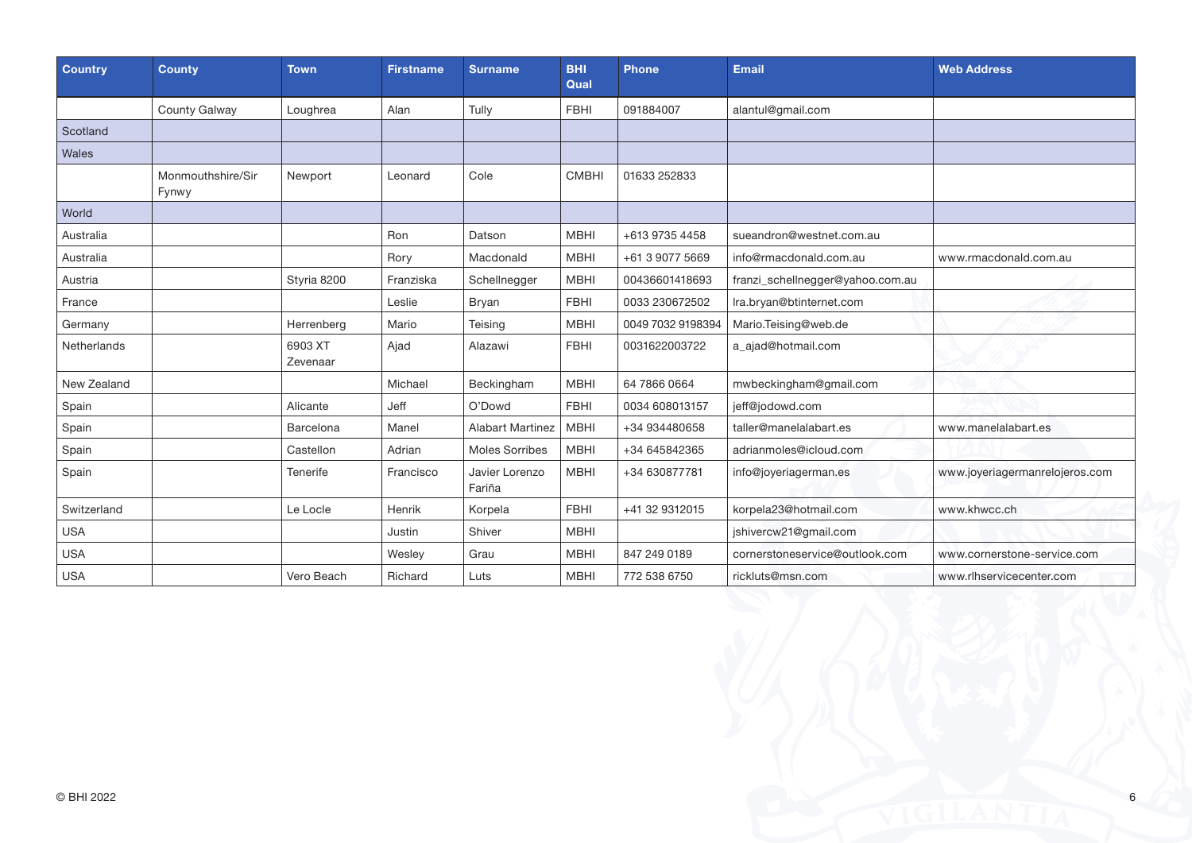| Country | County | Town | Firstname | Surname | BHI Qual | Phone | Email | Web Address |
|---|---|---|---|---|---|---|---|---|
| | County Galway | Loughrea | Alan | Tully | FBHI | 091884007 | alantul@gmail.com | |
| Scotland | | | | | | | | |
| Wales | | | | | | | | |
| | Monmouthshire/Sir Fynwy | Newport | Leonard | Cole | CMBHI | 01633 252833 | | |
| World | | | | | | | | |
| Australia | | | Ron | Datson | MBHI | +613 9735 4458 | sueandron@westnet.com.au | |
| Australia | | | Rory | Macdonald | MBHI | +61 3 9077 5669 | info@rmacdonald.com.au | www.rmacdonald.com.au |
| Austria | | Styria 8200 | Franziska | Schellnegger | MBHI | 00436601418693 | franzi_schellnegger@yahoo.com.au | |
| France | | | Leslie | Bryan | FBHI | 0033 230672502 | lra.bryan@btinternet.com | |
| Germany | | Herrenberg | Mario | Teising | MBHI | 0049 7032 9198394 | Mario.Teising@web.de | |
| Netherlands | | 6903 XT Zevenaar | Ajad | Alazawi | FBHI | 0031622003722 | a_ajad@hotmail.com | |
| New Zealand | | | Michael | Beckingham | MBHI | 64 7866 0664 | mwbeckingham@gmail.com | |
| Spain | | Alicante | Jeff | O'Dowd | FBHI | 0034 608013157 | jeff@jodowd.com | |
| Spain | | Barcelona | Manel | Alabart Martinez | MBHI | +34 934480658 | taller@manelalabart.es | www.manelalabart.es |
| Spain | | Castellon | Adrian | Moles Sorribes | MBHI | +34 645842365 | adrianmoles@icloud.com | |
| Spain | | Tenerife | Francisco | Javier Lorenzo Fariña | MBHI | +34 630877781 | info@joyeriagerman.es | www.joyeriagermanrelojeros.com |
| Switzerland | | Le Locle | Henrik | Korpela | FBHI | +41 32 9312015 | korpela23@hotmail.com | www.khwcc.ch |
| USA | | | Justin | Shiver | MBHI | | jshivercw21@gmail.com | |
| USA | | | Wesley | Grau | MBHI | 847 249 0189 | cornerstoneservice@outlook.com | www.cornerstone-service.com |
| USA | | Vero Beach | Richard | Luts | MBHI | 772 538 6750 | rickluts@msn.com | www.rlhservicecenter.com |

© BHI 2022